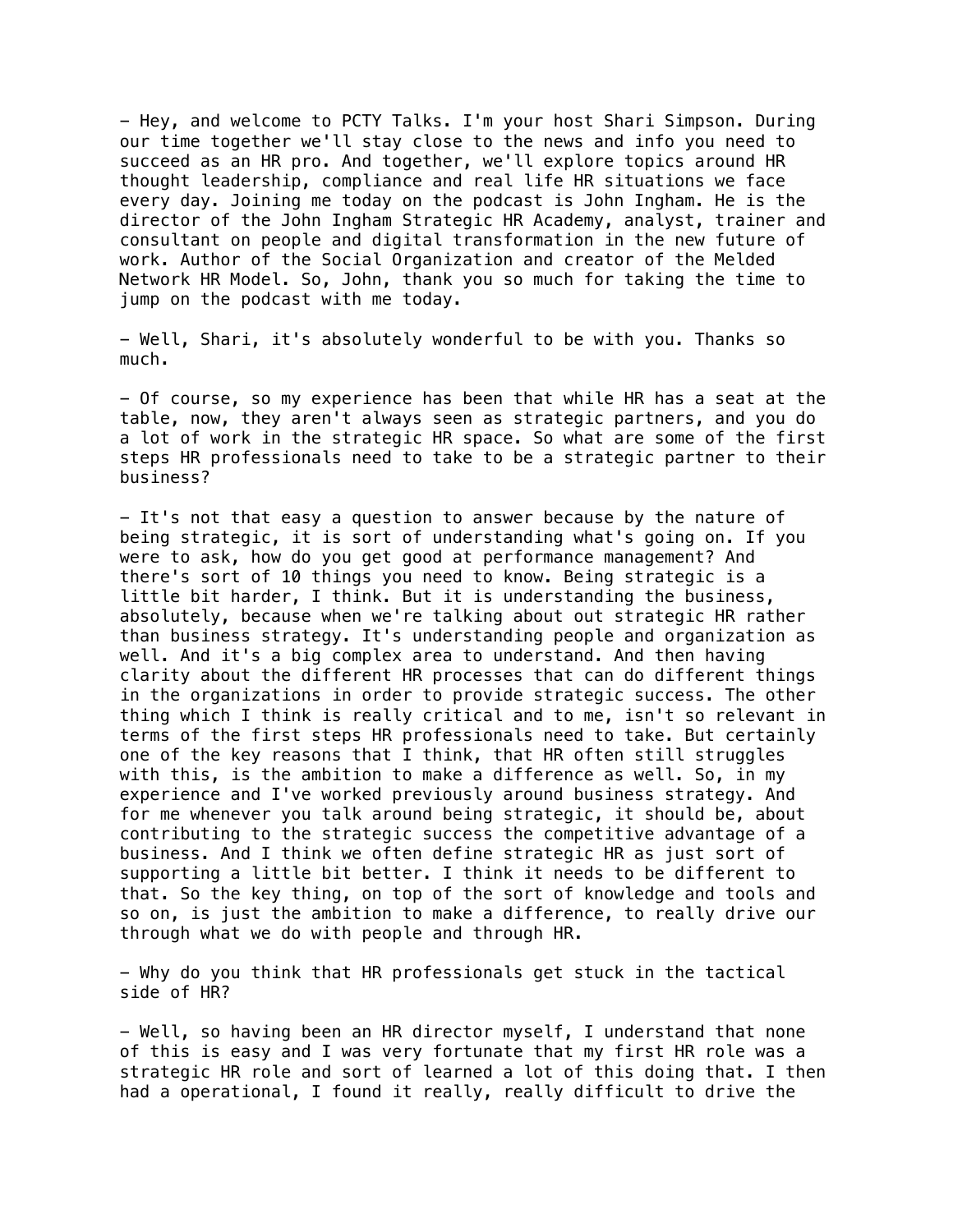- Hey, and welcome to PCTY Talks. I'm your host Shari Simpson. During our time together we'll stay close to the news and info you need to succeed as an HR pro. And together, we'll explore topics around HR thought leadership, compliance and real life HR situations we face every day. Joining me today on the podcast is John Ingham. He is the director of the John Ingham Strategic HR Academy, analyst, trainer and consultant on people and digital transformation in the new future of work. Author of the Social Organization and creator of the Melded Network HR Model. So, John, thank you so much for taking the time to jump on the podcast with me today.

- Well, Shari, it's absolutely wonderful to be with you. Thanks so much.

- Of course, so my experience has been that while HR has a seat at the table, now, they aren't always seen as strategic partners, and you do a lot of work in the strategic HR space. So what are some of the first steps HR professionals need to take to be a strategic partner to their business?

- It's not that easy a question to answer because by the nature of being strategic, it is sort of understanding what's going on. If you were to ask, how do you get good at performance management? And there's sort of 10 things you need to know. Being strategic is a little bit harder, I think. But it is understanding the business, absolutely, because when we're talking about out strategic HR rather than business strategy. It's understanding people and organization as well. And it's a big complex area to understand. And then having clarity about the different HR processes that can do different things in the organizations in order to provide strategic success. The other thing which I think is really critical and to me, isn't so relevant in terms of the first steps HR professionals need to take. But certainly one of the key reasons that I think, that HR often still struggles with this, is the ambition to make a difference as well. So, in my experience and I've worked previously around business strategy. And for me whenever you talk around being strategic, it should be, about contributing to the strategic success the competitive advantage of a business. And I think we often define strategic HR as just sort of supporting a little bit better. I think it needs to be different to that. So the key thing, on top of the sort of knowledge and tools and so on, is just the ambition to make a difference, to really drive our through what we do with people and through HR.

- Why do you think that HR professionals get stuck in the tactical side of HR?

- Well, so having been an HR director myself, I understand that none of this is easy and I was very fortunate that my first HR role was a strategic HR role and sort of learned a lot of this doing that. I then had a operational, I found it really, really difficult to drive the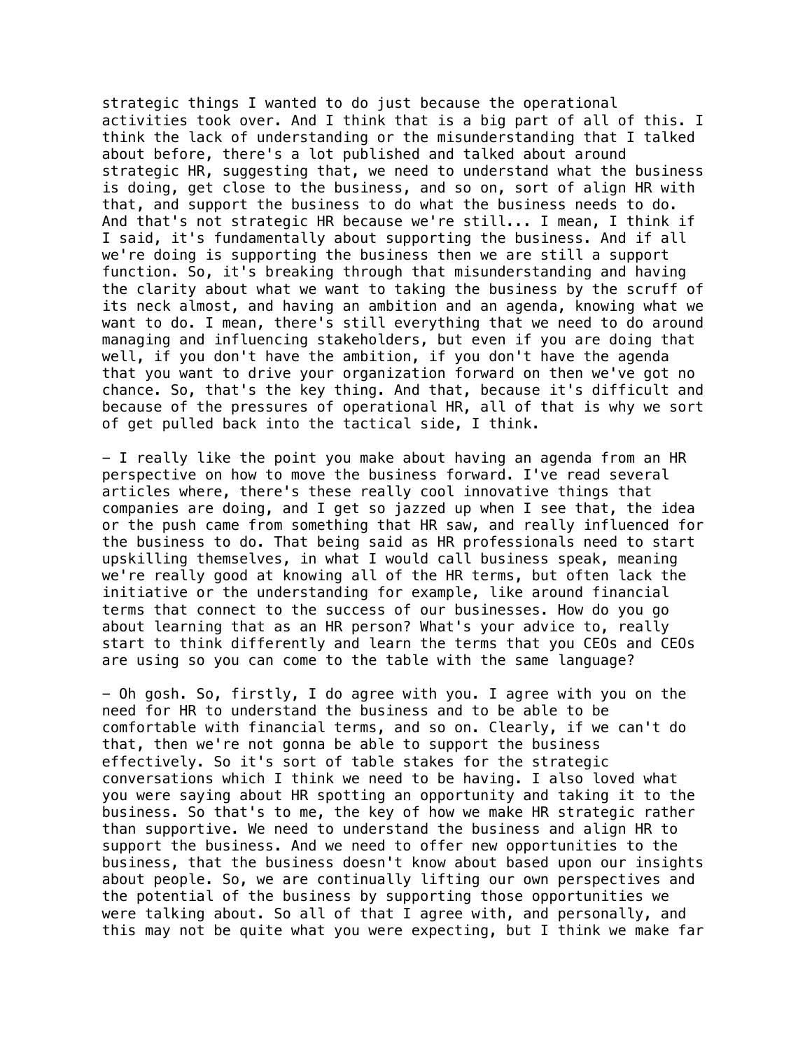strategic things I wanted to do just because the operational activities took over. And I think that is a big part of all of this. I think the lack of understanding or the misunderstanding that I talked about before, there's a lot published and talked about around strategic HR, suggesting that, we need to understand what the business is doing, get close to the business, and so on, sort of align HR with that, and support the business to do what the business needs to do. And that's not strategic HR because we're still... I mean, I think if I said, it's fundamentally about supporting the business. And if all we're doing is supporting the business then we are still a support function. So, it's breaking through that misunderstanding and having the clarity about what we want to taking the business by the scruff of its neck almost, and having an ambition and an agenda, knowing what we want to do. I mean, there's still everything that we need to do around managing and influencing stakeholders, but even if you are doing that well, if you don't have the ambition, if you don't have the agenda that you want to drive your organization forward on then we've got no chance. So, that's the key thing. And that, because it's difficult and because of the pressures of operational HR, all of that is why we sort of get pulled back into the tactical side, I think.

– I really like the point you make about having an agenda from an HR perspective on how to move the business forward. I've read several articles where, there's these really cool innovative things that companies are doing, and I get so jazzed up when I see that, the idea or the push came from something that HR saw, and really influenced for the business to do. That being said as HR professionals need to start upskilling themselves, in what I would call business speak, meaning we're really good at knowing all of the HR terms, but often lack the initiative or the understanding for example, like around financial terms that connect to the success of our businesses. How do you go about learning that as an HR person? What's your advice to, really start to think differently and learn the terms that you CEOs and CEOs are using so you can come to the table with the same language?

– Oh gosh. So, firstly, I do agree with you. I agree with you on the need for HR to understand the business and to be able to be comfortable with financial terms, and so on. Clearly, if we can't do that, then we're not gonna be able to support the business effectively. So it's sort of table stakes for the strategic conversations which I think we need to be having. I also loved what you were saying about HR spotting an opportunity and taking it to the business. So that's to me, the key of how we make HR strategic rather than supportive. We need to understand the business and align HR to support the business. And we need to offer new opportunities to the business, that the business doesn't know about based upon our insights about people. So, we are continually lifting our own perspectives and the potential of the business by supporting those opportunities we were talking about. So all of that I agree with, and personally, and this may not be quite what you were expecting, but I think we make far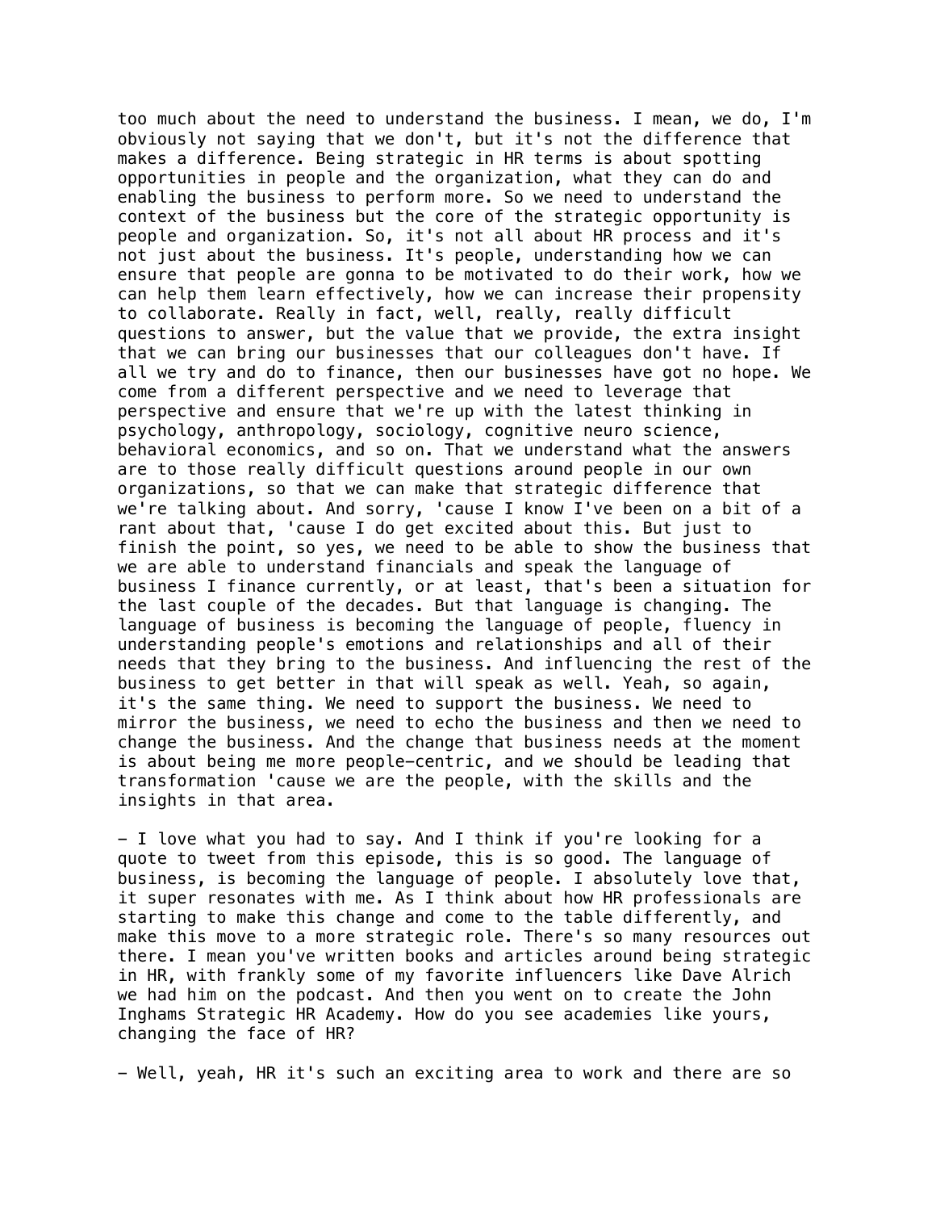too much about the need to understand the business. I mean, we do, I'm obviously not saying that we don't, but it's not the difference that makes a difference. Being strategic in HR terms is about spotting opportunities in people and the organization, what they can do and enabling the business to perform more. So we need to understand the context of the business but the core of the strategic opportunity is people and organization. So, it's not all about HR process and it's not just about the business. It's people, understanding how we can ensure that people are gonna to be motivated to do their work, how we can help them learn effectively, how we can increase their propensity to collaborate. Really in fact, well, really, really difficult questions to answer, but the value that we provide, the extra insight that we can bring our businesses that our colleagues don't have. If all we try and do to finance, then our businesses have got no hope. We come from a different perspective and we need to leverage that perspective and ensure that we're up with the latest thinking in psychology, anthropology, sociology, cognitive neuro science, behavioral economics, and so on. That we understand what the answers are to those really difficult questions around people in our own organizations, so that we can make that strategic difference that we're talking about. And sorry, 'cause I know I've been on a bit of a rant about that, 'cause I do get excited about this. But just to finish the point, so yes, we need to be able to show the business that we are able to understand financials and speak the language of business I finance currently, or at least, that's been a situation for the last couple of the decades. But that language is changing. The language of business is becoming the language of people, fluency in understanding people's emotions and relationships and all of their needs that they bring to the business. And influencing the rest of the business to get better in that will speak as well. Yeah, so again, it's the same thing. We need to support the business. We need to mirror the business, we need to echo the business and then we need to change the business. And the change that business needs at the moment is about being me more people-centric, and we should be leading that transformation 'cause we are the people, with the skills and the insights in that area.

- I love what you had to say. And I think if you're looking for a quote to tweet from this episode, this is so good. The language of business, is becoming the language of people. I absolutely love that, it super resonates with me. As I think about how HR professionals are starting to make this change and come to the table differently, and make this move to a more strategic role. There's so many resources out there. I mean you've written books and articles around being strategic in HR, with frankly some of my favorite influencers like Dave Alrich we had him on the podcast. And then you went on to create the John Inghams Strategic HR Academy. How do you see academies like yours, changing the face of HR?

- Well, yeah, HR it's such an exciting area to work and there are so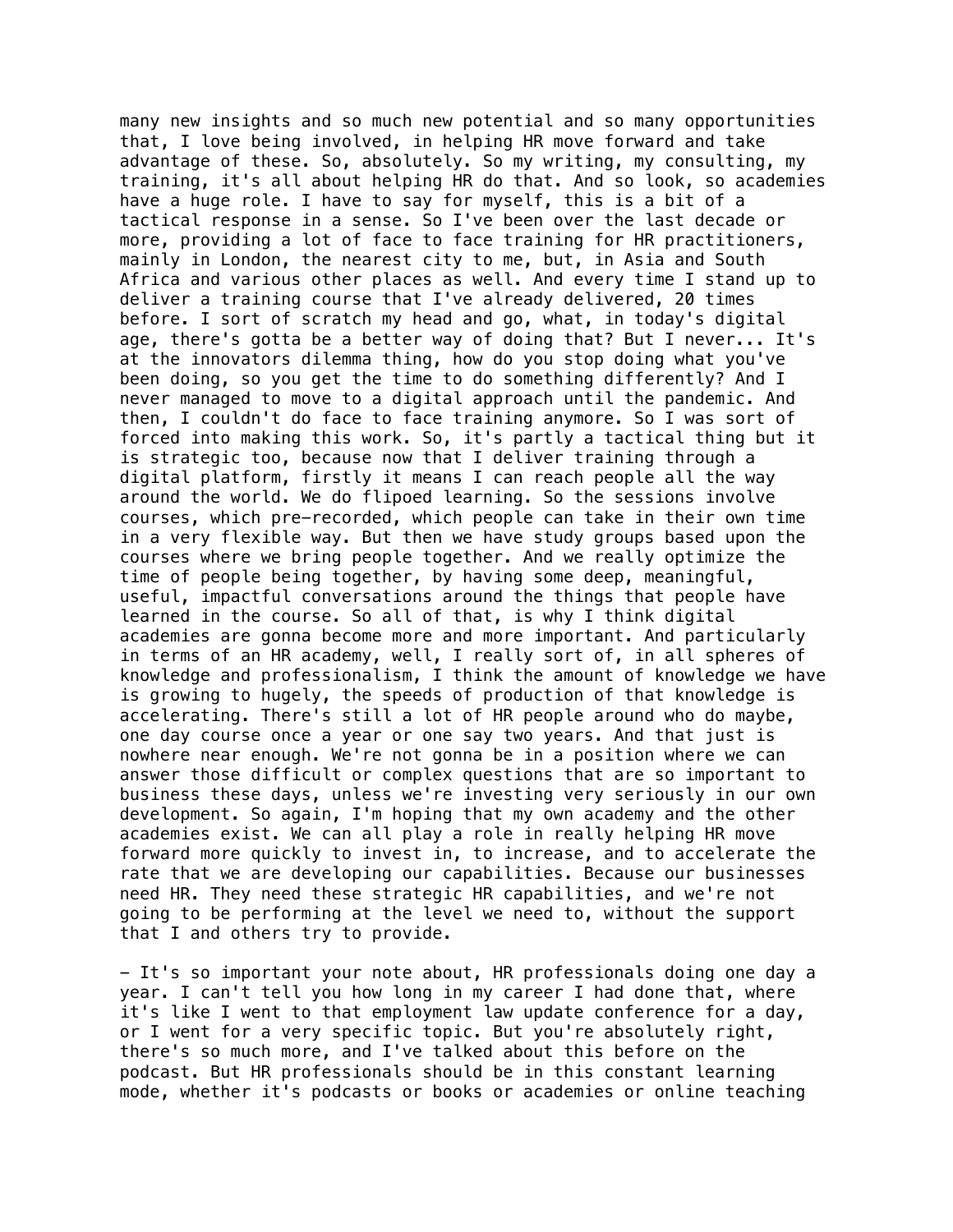many new insights and so much new potential and so many opportunities that, I love being involved, in helping HR move forward and take advantage of these. So, absolutely. So my writing, my consulting, my training, it's all about helping HR do that. And so look, so academies have a huge role. I have to say for myself, this is a bit of a tactical response in a sense. So I've been over the last decade or more, providing a lot of face to face training for HR practitioners, mainly in London, the nearest city to me, but, in Asia and South Africa and various other places as well. And every time I stand up to deliver a training course that I've already delivered, 20 times before. I sort of scratch my head and go, what, in today's digital age, there's gotta be a better way of doing that? But I never... It's at the innovators dilemma thing, how do you stop doing what you've been doing, so you get the time to do something differently? And I never managed to move to a digital approach until the pandemic. And then, I couldn't do face to face training anymore. So I was sort of forced into making this work. So, it's partly a tactical thing but it is strategic too, because now that I deliver training through a digital platform, firstly it means I can reach people all the way around the world. We do flipoed learning. So the sessions involve courses, which pre-recorded, which people can take in their own time in a very flexible way. But then we have study groups based upon the courses where we bring people together. And we really optimize the time of people being together, by having some deep, meaningful, useful, impactful conversations around the things that people have learned in the course. So all of that, is why I think digital academies are gonna become more and more important. And particularly in terms of an HR academy, well, I really sort of, in all spheres of knowledge and professionalism, I think the amount of knowledge we have is growing to hugely, the speeds of production of that knowledge is accelerating. There's still a lot of HR people around who do maybe, one day course once a year or one say two years. And that just is nowhere near enough. We're not gonna be in a position where we can answer those difficult or complex questions that are so important to business these days, unless we're investing very seriously in our own development. So again, I'm hoping that my own academy and the other academies exist. We can all play a role in really helping HR move forward more quickly to invest in, to increase, and to accelerate the rate that we are developing our capabilities. Because our businesses need HR. They need these strategic HR capabilities, and we're not going to be performing at the level we need to, without the support that I and others try to provide.

- It's so important your note about, HR professionals doing one day a year. I can't tell you how long in my career I had done that, where it's like I went to that employment law update conference for a day, or I went for a very specific topic. But you're absolutely right, there's so much more, and I've talked about this before on the podcast. But HR professionals should be in this constant learning mode, whether it's podcasts or books or academies or online teaching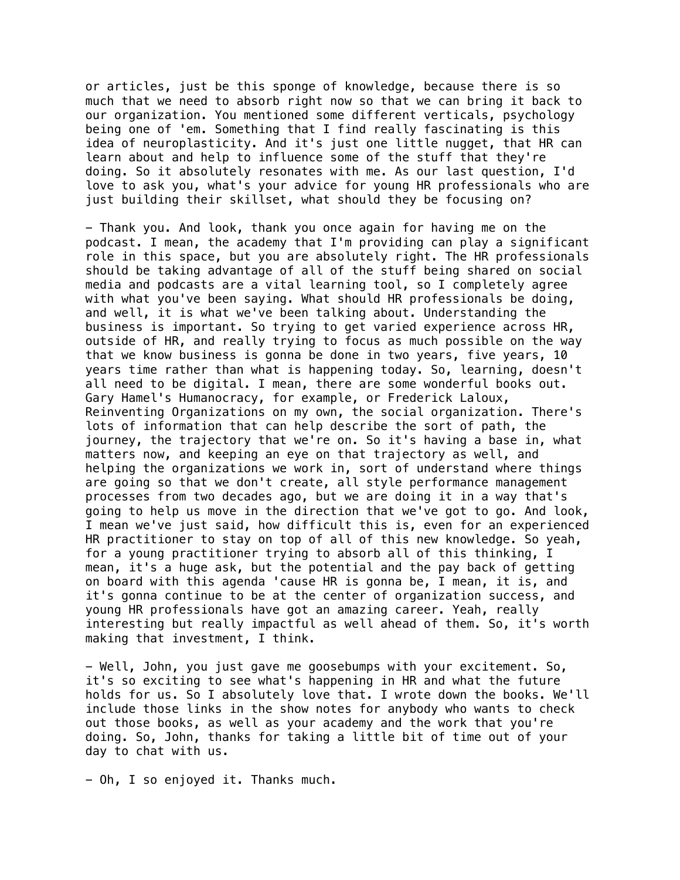or articles, just be this sponge of knowledge, because there is so much that we need to absorb right now so that we can bring it back to our organization. You mentioned some different verticals, psychology being one of 'em. Something that I find really fascinating is this idea of neuroplasticity. And it's just one little nugget, that HR can learn about and help to influence some of the stuff that they're doing. So it absolutely resonates with me. As our last question, I'd love to ask you, what's your advice for young HR professionals who are just building their skillset, what should they be focusing on?

– Thank you. And look, thank you once again for having me on the podcast. I mean, the academy that I'm providing can play a significant role in this space, but you are absolutely right. The HR professionals should be taking advantage of all of the stuff being shared on social media and podcasts are a vital learning tool, so I completely agree with what you've been saying. What should HR professionals be doing, and well, it is what we've been talking about. Understanding the business is important. So trying to get varied experience across HR, outside of HR, and really trying to focus as much possible on the way that we know business is gonna be done in two years, five years, 10 years time rather than what is happening today. So, learning, doesn't all need to be digital. I mean, there are some wonderful books out. Gary Hamel's Humanocracy, for example, or Frederick Laloux, Reinventing Organizations on my own, the social organization. There's lots of information that can help describe the sort of path, the journey, the trajectory that we're on. So it's having a base in, what matters now, and keeping an eye on that trajectory as well, and helping the organizations we work in, sort of understand where things are going so that we don't create, all style performance management processes from two decades ago, but we are doing it in a way that's going to help us move in the direction that we've got to go. And look, I mean we've just said, how difficult this is, even for an experienced HR practitioner to stay on top of all of this new knowledge. So yeah, for a young practitioner trying to absorb all of this thinking, I mean, it's a huge ask, but the potential and the pay back of getting on board with this agenda 'cause HR is gonna be, I mean, it is, and it's gonna continue to be at the center of organization success, and young HR professionals have got an amazing career. Yeah, really interesting but really impactful as well ahead of them. So, it's worth making that investment, I think.

– Well, John, you just gave me goosebumps with your excitement. So, it's so exciting to see what's happening in HR and what the future holds for us. So I absolutely love that. I wrote down the books. We'll include those links in the show notes for anybody who wants to check out those books, as well as your academy and the work that you're doing. So, John, thanks for taking a little bit of time out of your day to chat with us.

– Oh, I so enjoyed it. Thanks much.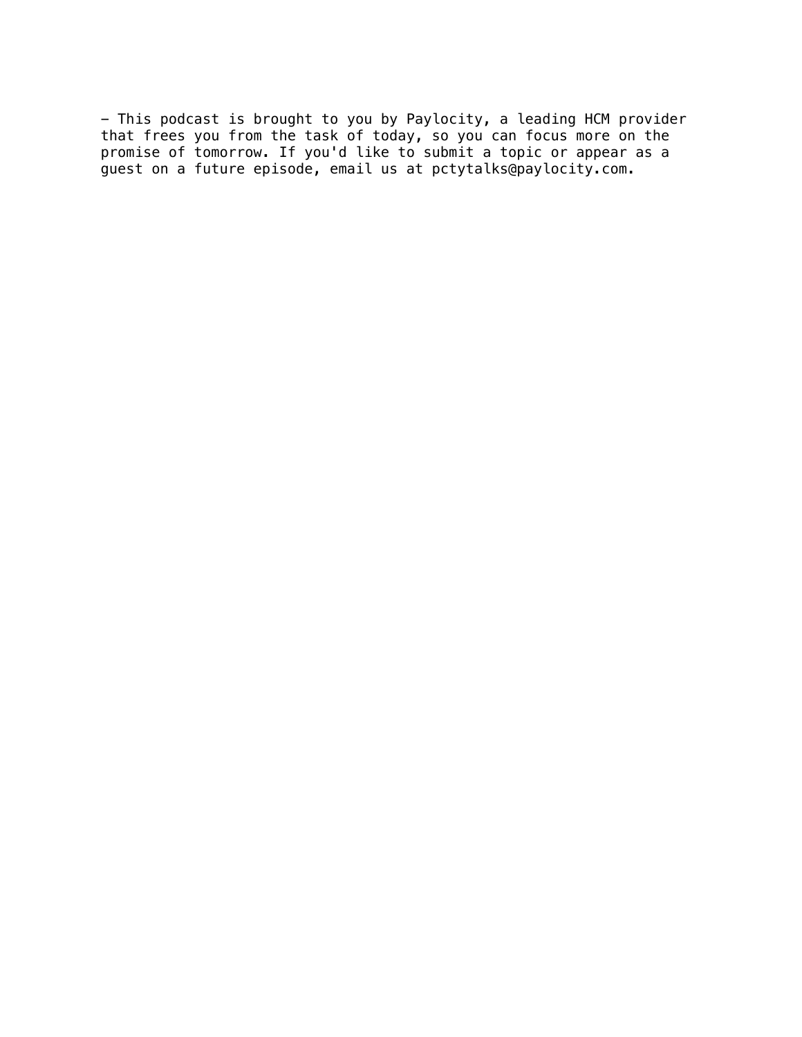– This podcast is brought to you by Paylocity, a leading HCM provider that frees you from the task of today, so you can focus more on the promise of tomorrow. If you'd like to submit a topic or appear as a guest on a future episode, email us at pctytalks@paylocity.com.